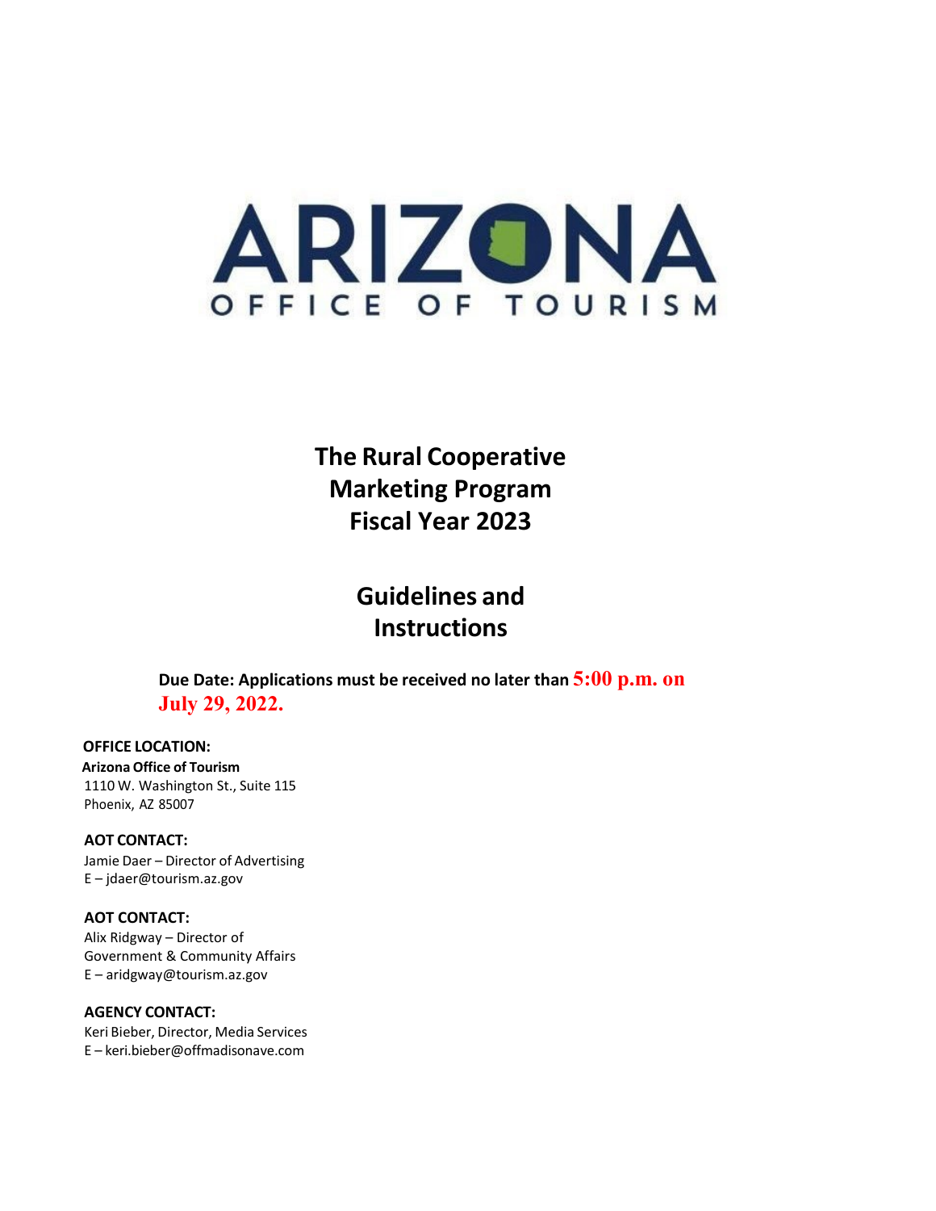# ARIZONA
## OFFICE OF TOURISM

# The Rural Cooperative Marketing Program Fiscal Year 2023

# Guidelines and Instructions

**Due Date: Applications must be received no later than 5:00 p.m. on July 29, 2022.**

**OFFICE LOCATION:**
**Arizona Office of Tourism**
1110 W. Washington St., Suite 115
Phoenix, AZ 85007

**AOT CONTACT:**
Jamie Daer – Director of Advertising
E – jdaer@tourism.az.gov

**AOT CONTACT:**
Alix Ridgway – Director of Government & Community Affairs
E – aridgway@tourism.az.gov

**AGENCY CONTACT:**
Keri Bieber, Director, Media Services
E – keri.bieber@offmadisonave.com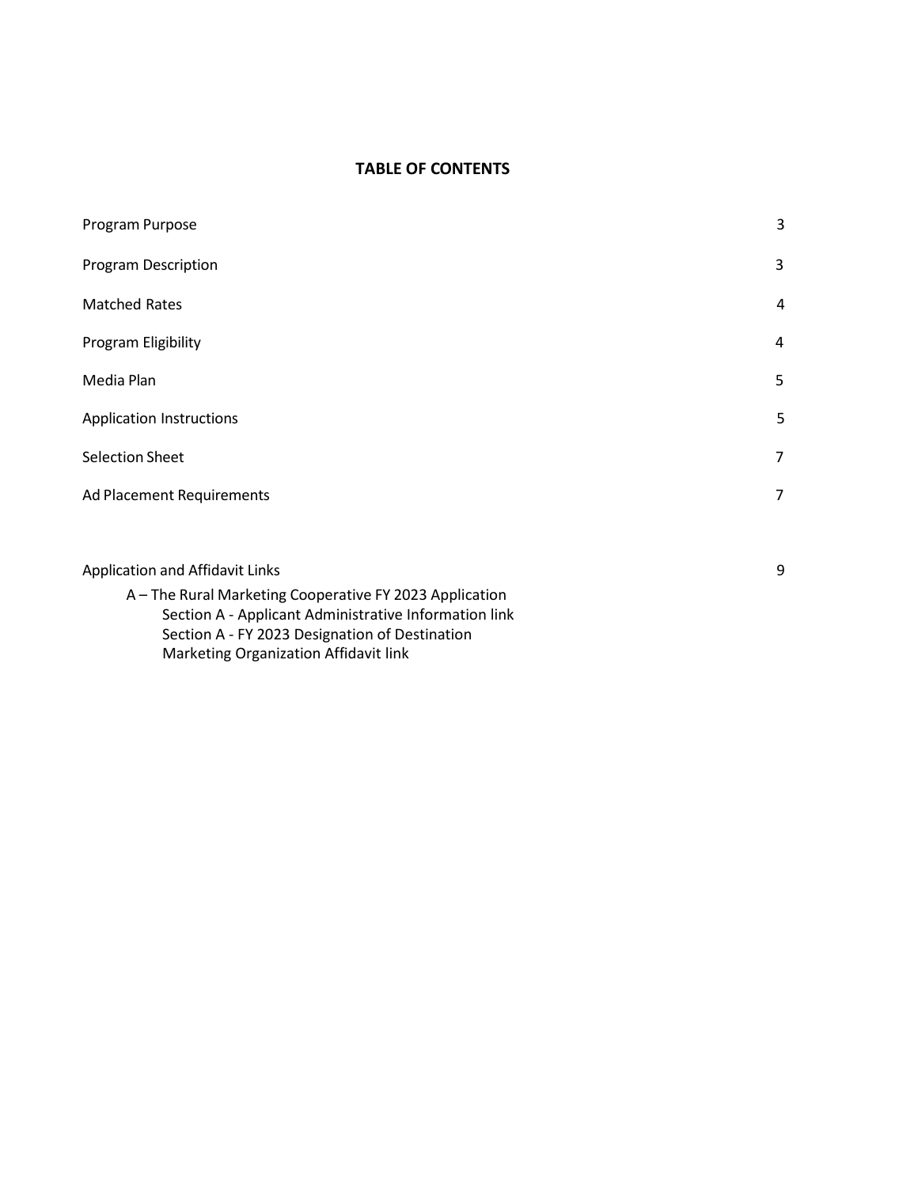## TABLE OF CONTENTS

| | |
|---|---|
| Program Purpose | 3 |
| Program Description | 3 |
| Matched Rates | 4 |
| Program Eligibility | 4 |
| Media Plan | 5 |
| Application Instructions | 5 |
| Selection Sheet | 7 |
| Ad Placement Requirements | 7 |
| Application and Affidavit Links | 9 |

A – The Rural Marketing Cooperative FY 2023 Application
- Section A - Applicant Administrative Information link
- Section A - FY 2023 Designation of Destination Marketing Organization Affidavit link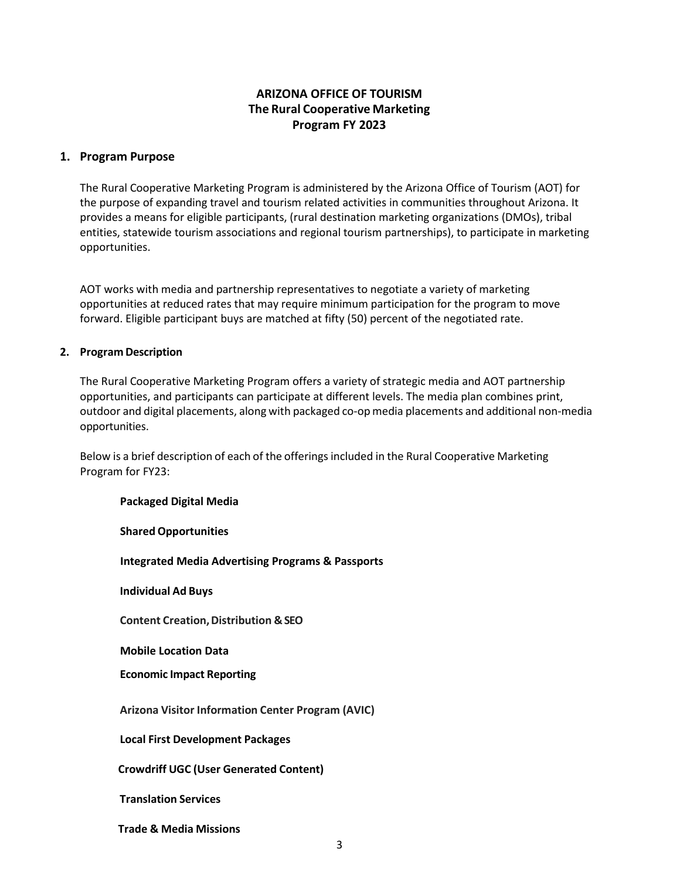**ARIZONA OFFICE OF TOURISM**
**The Rural Cooperative Marketing**
**Program FY 2023**

## 1. Program Purpose

The Rural Cooperative Marketing Program is administered by the Arizona Office of Tourism (AOT) for the purpose of expanding travel and tourism related activities in communities throughout Arizona. It provides a means for eligible participants, (rural destination marketing organizations (DMOs), tribal entities, statewide tourism associations and regional tourism partnerships), to participate in marketing opportunities.

AOT works with media and partnership representatives to negotiate a variety of marketing opportunities at reduced rates that may require minimum participation for the program to move forward. Eligible participant buys are matched at fifty (50) percent of the negotiated rate.

## 2. Program Description

The Rural Cooperative Marketing Program offers a variety of strategic media and AOT partnership opportunities, and participants can participate at different levels. The media plan combines print, outdoor and digital placements, along with packaged co-op media placements and additional non-media opportunities.

Below is a brief description of each of the offerings included in the Rural Cooperative Marketing Program for FY23:

**Packaged Digital Media**

**Shared Opportunities**

**Integrated Media Advertising Programs & Passports**

**Individual Ad Buys**

**Content Creation, Distribution & SEO**

**Mobile Location Data**

**Economic Impact Reporting**

**Arizona Visitor Information Center Program (AVIC)**

**Local First Development Packages**

**Crowdriff UGC (User Generated Content)**

**Translation Services**

**Trade & Media Missions**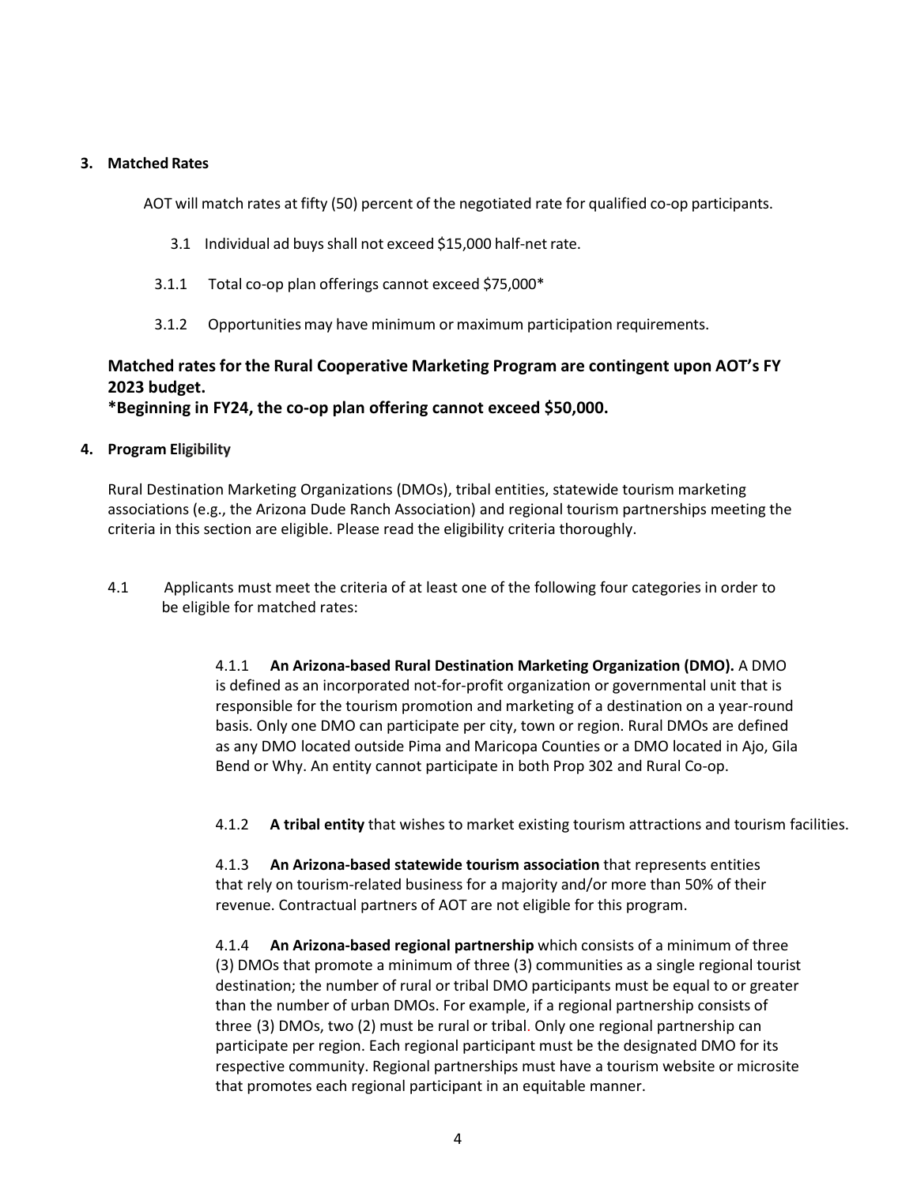## 3. Matched Rates

AOT will match rates at fifty (50) percent of the negotiated rate for qualified co-op participants.

3.1 Individual ad buys shall not exceed $15,000 half-net rate.

3.1.1 Total co-op plan offerings cannot exceed $75,000*

3.1.2 Opportunities may have minimum or maximum participation requirements.

**Matched rates for the Rural Cooperative Marketing Program are contingent upon AOT's FY 2023 budget.**
**\*Beginning in FY24, the co-op plan offering cannot exceed $50,000.**

## 4. Program Eligibility

Rural Destination Marketing Organizations (DMOs), tribal entities, statewide tourism marketing associations (e.g., the Arizona Dude Ranch Association) and regional tourism partnerships meeting the criteria in this section are eligible. Please read the eligibility criteria thoroughly.

4.1 Applicants must meet the criteria of at least one of the following four categories in order to be eligible for matched rates:

4.1.1 **An Arizona-based Rural Destination Marketing Organization (DMO).** A DMO is defined as an incorporated not-for-profit organization or governmental unit that is responsible for the tourism promotion and marketing of a destination on a year-round basis. Only one DMO can participate per city, town or region. Rural DMOs are defined as any DMO located outside Pima and Maricopa Counties or a DMO located in Ajo, Gila Bend or Why. An entity cannot participate in both Prop 302 and Rural Co-op.

4.1.2 **A tribal entity** that wishes to market existing tourism attractions and tourism facilities.

4.1.3 **An Arizona-based statewide tourism association** that represents entities that rely on tourism-related business for a majority and/or more than 50% of their revenue. Contractual partners of AOT are not eligible for this program.

4.1.4 **An Arizona-based regional partnership** which consists of a minimum of three (3) DMOs that promote a minimum of three (3) communities as a single regional tourist destination; the number of rural or tribal DMO participants must be equal to or greater than the number of urban DMOs. For example, if a regional partnership consists of three (3) DMOs, two (2) must be rural or tribal. Only one regional partnership can participate per region. Each regional participant must be the designated DMO for its respective community. Regional partnerships must have a tourism website or microsite that promotes each regional participant in an equitable manner.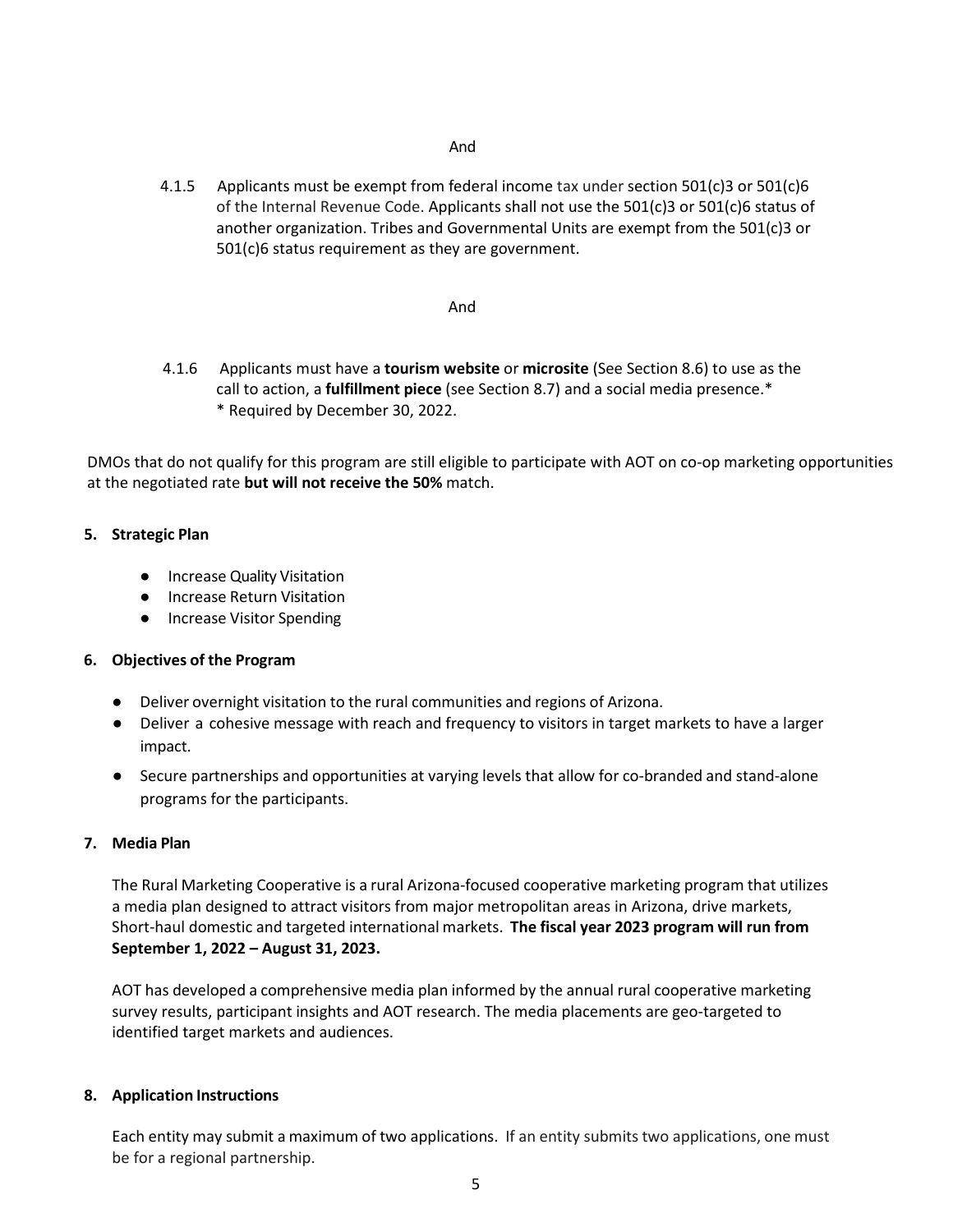And

4.1.5 Applicants must be exempt from federal income tax under section 501(c)3 or 501(c)6 of the Internal Revenue Code. Applicants shall not use the 501(c)3 or 501(c)6 status of another organization. Tribes and Governmental Units are exempt from the 501(c)3 or 501(c)6 status requirement as they are government.

And

4.1.6 Applicants must have a **tourism website** or **microsite** (See Section 8.6) to use as the call to action, a **fulfillment piece** (see Section 8.7) and a social media presence.*
\* Required by December 30, 2022.

DMOs that do not qualify for this program are still eligible to participate with AOT on co-op marketing opportunities at the negotiated rate **but will not receive the 50%** match.

## 5. Strategic Plan

- Increase Quality Visitation
- Increase Return Visitation
- Increase Visitor Spending

## 6. Objectives of the Program

- Deliver overnight visitation to the rural communities and regions of Arizona.
- Deliver a cohesive message with reach and frequency to visitors in target markets to have a larger impact.
- Secure partnerships and opportunities at varying levels that allow for co-branded and stand-alone programs for the participants.

## 7. Media Plan

The Rural Marketing Cooperative is a rural Arizona-focused cooperative marketing program that utilizes a media plan designed to attract visitors from major metropolitan areas in Arizona, drive markets, Short-haul domestic and targeted international markets. **The fiscal year 2023 program will run from September 1, 2022 – August 31, 2023.**

AOT has developed a comprehensive media plan informed by the annual rural cooperative marketing survey results, participant insights and AOT research. The media placements are geo-targeted to identified target markets and audiences.

## 8. Application Instructions

Each entity may submit a maximum of two applications. If an entity submits two applications, one must be for a regional partnership.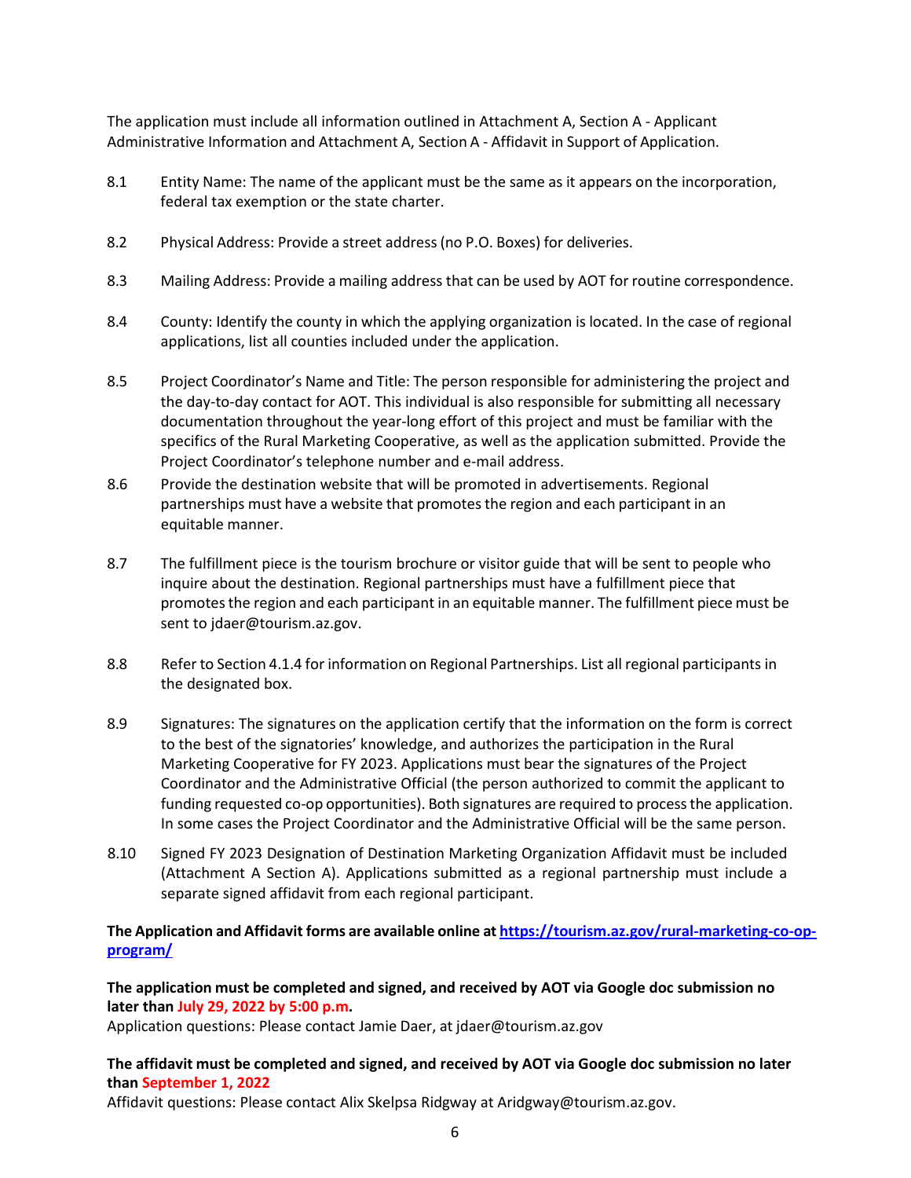The application must include all information outlined in Attachment A, Section A - Applicant Administrative Information and Attachment A, Section A - Affidavit in Support of Application.

8.1 Entity Name: The name of the applicant must be the same as it appears on the incorporation, federal tax exemption or the state charter.

8.2 Physical Address: Provide a street address (no P.O. Boxes) for deliveries.

8.3 Mailing Address: Provide a mailing address that can be used by AOT for routine correspondence.

8.4 County: Identify the county in which the applying organization is located. In the case of regional applications, list all counties included under the application.

8.5 Project Coordinator's Name and Title: The person responsible for administering the project and the day-to-day contact for AOT. This individual is also responsible for submitting all necessary documentation throughout the year-long effort of this project and must be familiar with the specifics of the Rural Marketing Cooperative, as well as the application submitted. Provide the Project Coordinator's telephone number and e-mail address.

8.6 Provide the destination website that will be promoted in advertisements. Regional partnerships must have a website that promotes the region and each participant in an equitable manner.

8.7 The fulfillment piece is the tourism brochure or visitor guide that will be sent to people who inquire about the destination. Regional partnerships must have a fulfillment piece that promotes the region and each participant in an equitable manner. The fulfillment piece must be sent to jdaer@tourism.az.gov.

8.8 Refer to Section 4.1.4 for information on Regional Partnerships. List all regional participants in the designated box.

8.9 Signatures: The signatures on the application certify that the information on the form is correct to the best of the signatories' knowledge, and authorizes the participation in the Rural Marketing Cooperative for FY 2023. Applications must bear the signatures of the Project Coordinator and the Administrative Official (the person authorized to commit the applicant to funding requested co-op opportunities). Both signatures are required to process the application. In some cases the Project Coordinator and the Administrative Official will be the same person.

8.10 Signed FY 2023 Designation of Destination Marketing Organization Affidavit must be included (Attachment A Section A). Applications submitted as a regional partnership must include a separate signed affidavit from each regional participant.

**The Application and Affidavit forms are available online at [https://tourism.az.gov/rural-marketing-co-op-program/](https://tourism.az.gov/rural-marketing-co-op-program/)**

**The application must be completed and signed, and received by AOT via Google doc submission no later than July 29, 2022 by 5:00 p.m.**
Application questions: Please contact Jamie Daer, at jdaer@tourism.az.gov

**The affidavit must be completed and signed, and received by AOT via Google doc submission no later than September 1, 2022**
Affidavit questions: Please contact Alix Skelpsa Ridgway at Aridgway@tourism.az.gov.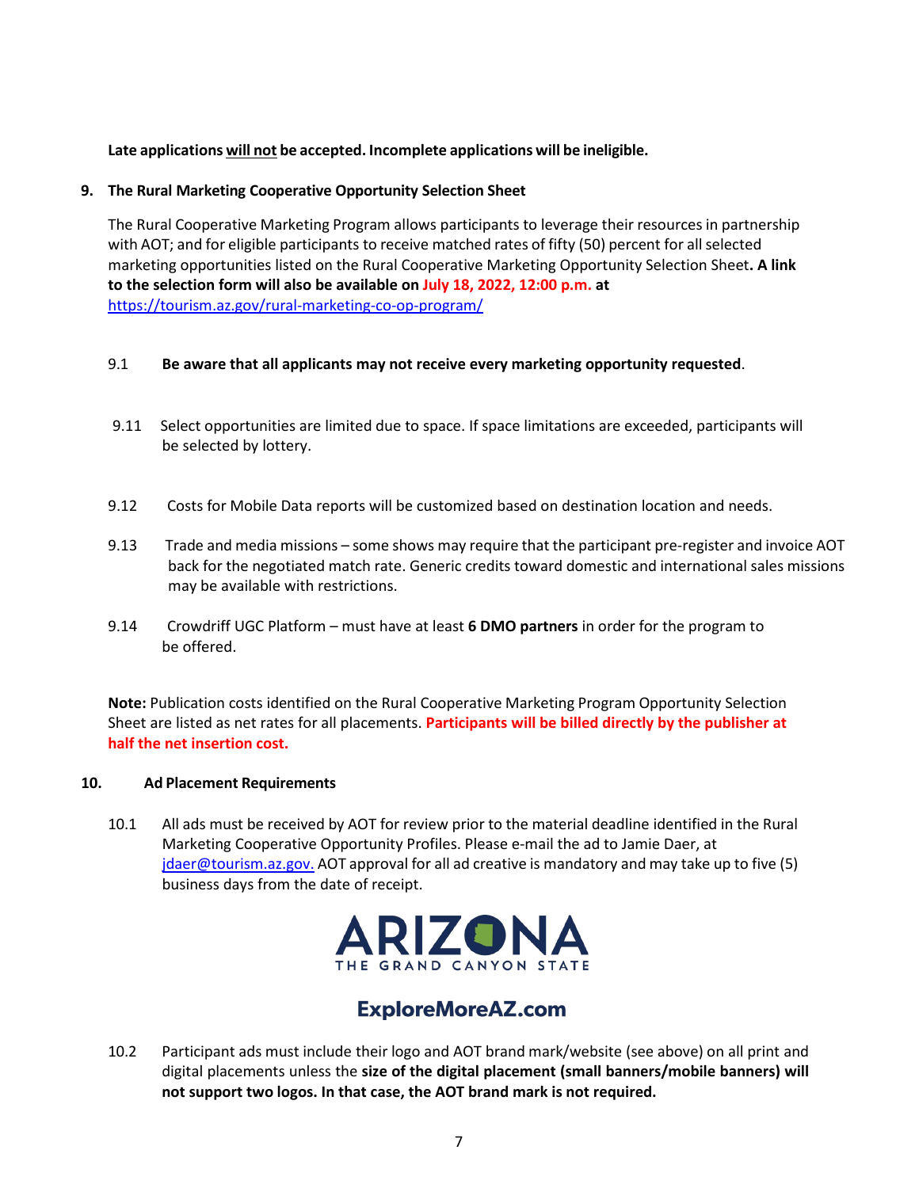**Late applications will not be accepted. Incomplete applications will be ineligible.**

## 9. The Rural Marketing Cooperative Opportunity Selection Sheet

The Rural Cooperative Marketing Program allows participants to leverage their resources in partnership with AOT; and for eligible participants to receive matched rates of fifty (50) percent for all selected marketing opportunities listed on the Rural Cooperative Marketing Opportunity Selection Sheet**. A link to the selection form will also be available on July 18, 2022, 12:00 p.m. at** https://tourism.az.gov/rural-marketing-co-op-program/

9.1 **Be aware that all applicants may not receive every marketing opportunity requested**.

9.11 Select opportunities are limited due to space. If space limitations are exceeded, participants will be selected by lottery.

9.12 Costs for Mobile Data reports will be customized based on destination location and needs.

9.13 Trade and media missions – some shows may require that the participant pre-register and invoice AOT back for the negotiated match rate. Generic credits toward domestic and international sales missions may be available with restrictions.

9.14 Crowdriff UGC Platform – must have at least **6 DMO partners** in order for the program to be offered.

**Note:** Publication costs identified on the Rural Cooperative Marketing Program Opportunity Selection Sheet are listed as net rates for all placements. **Participants will be billed directly by the publisher at half the net insertion cost.**

## 10. Ad Placement Requirements

10.1 All ads must be received by AOT for review prior to the material deadline identified in the Rural Marketing Cooperative Opportunity Profiles. Please e-mail the ad to Jamie Daer, at jdaer@tourism.az.gov. AOT approval for all ad creative is mandatory and may take up to five (5) business days from the date of receipt.

ARIZONA
THE GRAND CANYON STATE

ExploreMoreAZ.com

10.2 Participant ads must include their logo and AOT brand mark/website (see above) on all print and digital placements unless the **size of the digital placement (small banners/mobile banners) will not support two logos. In that case, the AOT brand mark is not required.**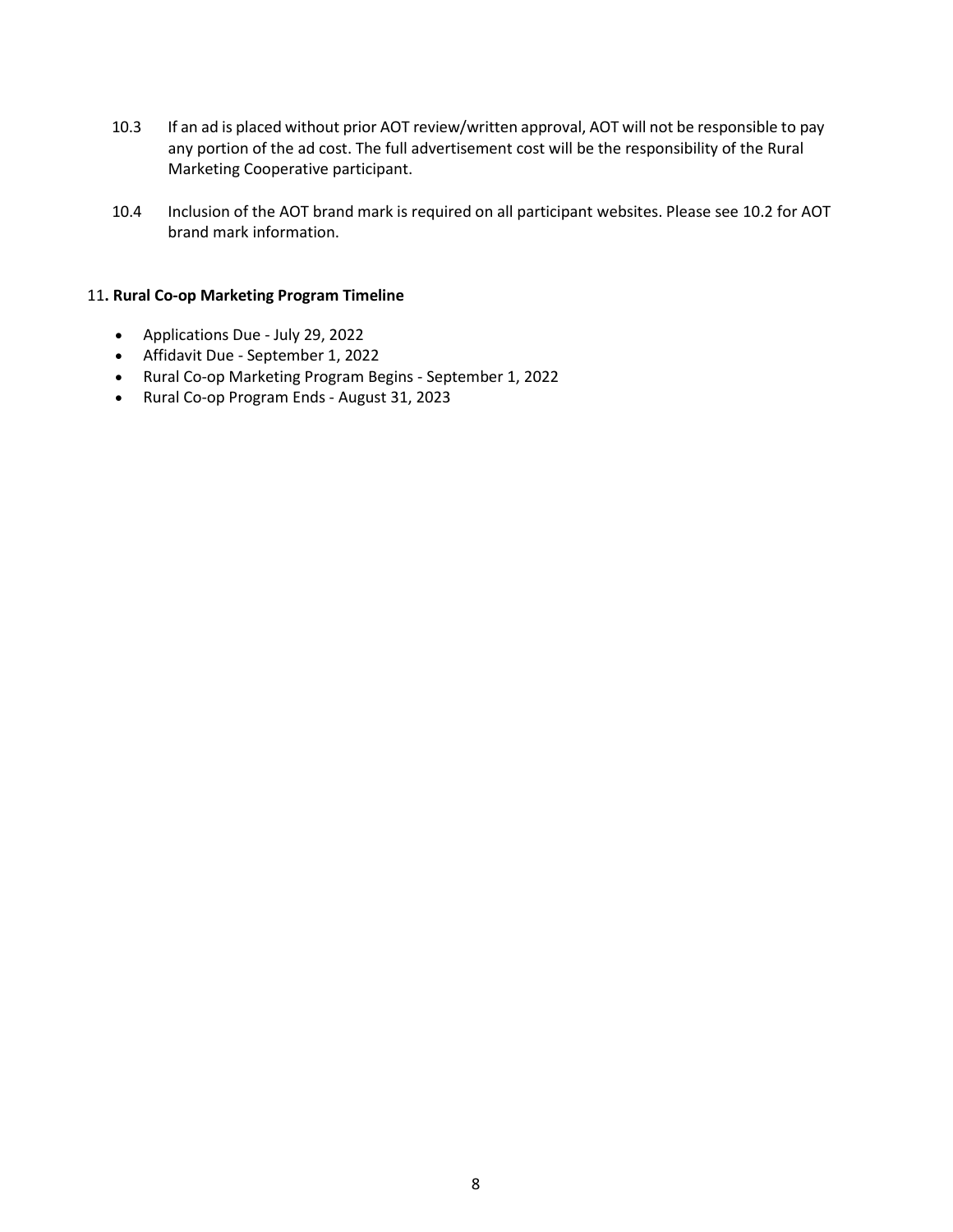10.3 If an ad is placed without prior AOT review/written approval, AOT will not be responsible to pay any portion of the ad cost. The full advertisement cost will be the responsibility of the Rural Marketing Cooperative participant.

10.4 Inclusion of the AOT brand mark is required on all participant websites. Please see 10.2 for AOT brand mark information.

## 11. Rural Co-op Marketing Program Timeline

- Applications Due - July 29, 2022
- Affidavit Due - September 1, 2022
- Rural Co-op Marketing Program Begins - September 1, 2022
- Rural Co-op Program Ends - August 31, 2023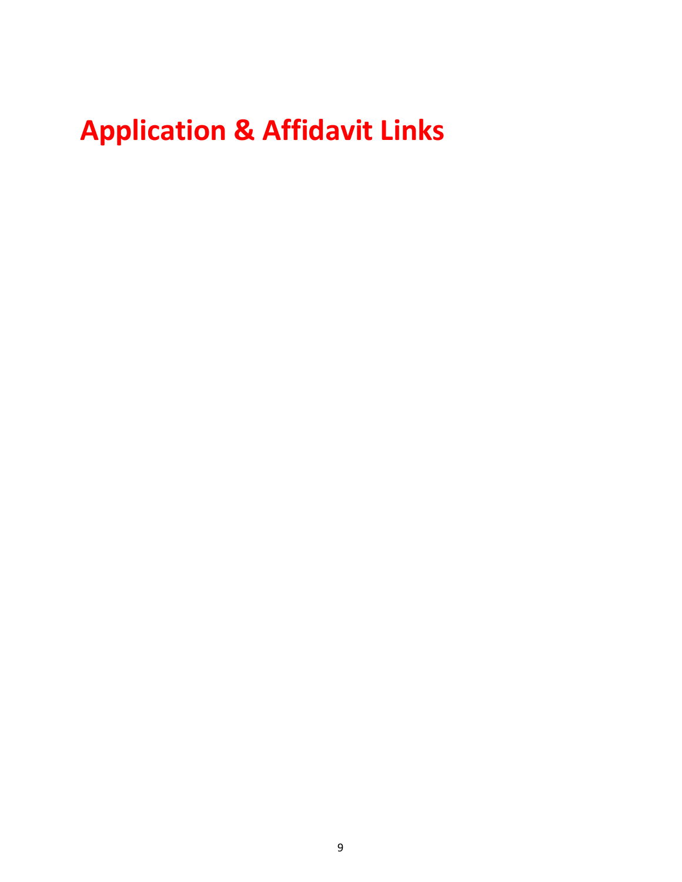# Application & Affidavit Links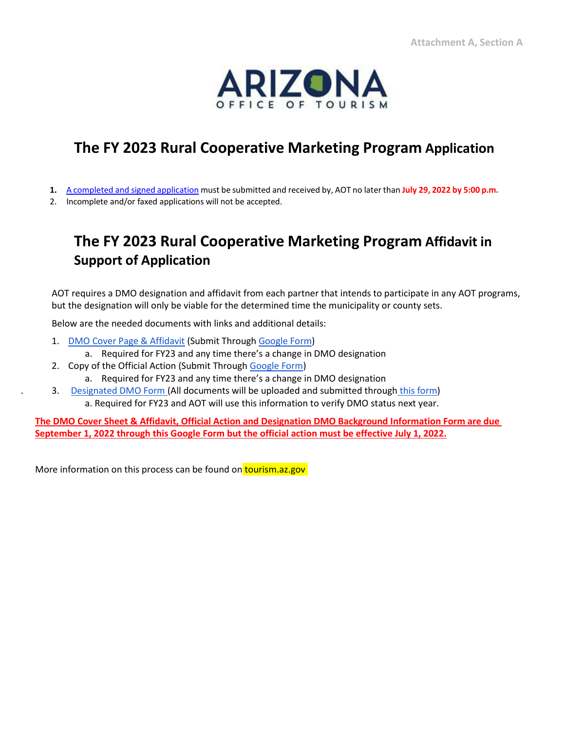Attachment A, Section A

ARIZONA
OFFICE OF TOURISM

# The FY 2023 Rural Cooperative Marketing Program Application

1. A completed and signed application must be submitted and received by, AOT no later than **July 29, 2022 by 5:00 p.m.**
2. Incomplete and/or faxed applications will not be accepted.

# The FY 2023 Rural Cooperative Marketing Program Affidavit in Support of Application

AOT requires a DMO designation and affidavit from each partner that intends to participate in any AOT programs, but the designation will only be viable for the determined time the municipality or county sets.

Below are the needed documents with links and additional details:

1. DMO Cover Page & Affidavit (Submit Through Google Form)
   a. Required for FY23 and any time there's a change in DMO designation
2. Copy of the Official Action (Submit Through Google Form)
   a. Required for FY23 and any time there's a change in DMO designation
3. Designated DMO Form (All documents will be uploaded and submitted through this form)
   a. Required for FY23 and AOT will use this information to verify DMO status next year.

**The DMO Cover Sheet & Affidavit, Official Action and Designation DMO Background Information Form are due September 1, 2022 through this Google Form but the official action must be effective July 1, 2022.**

More information on this process can be found on tourism.az.gov